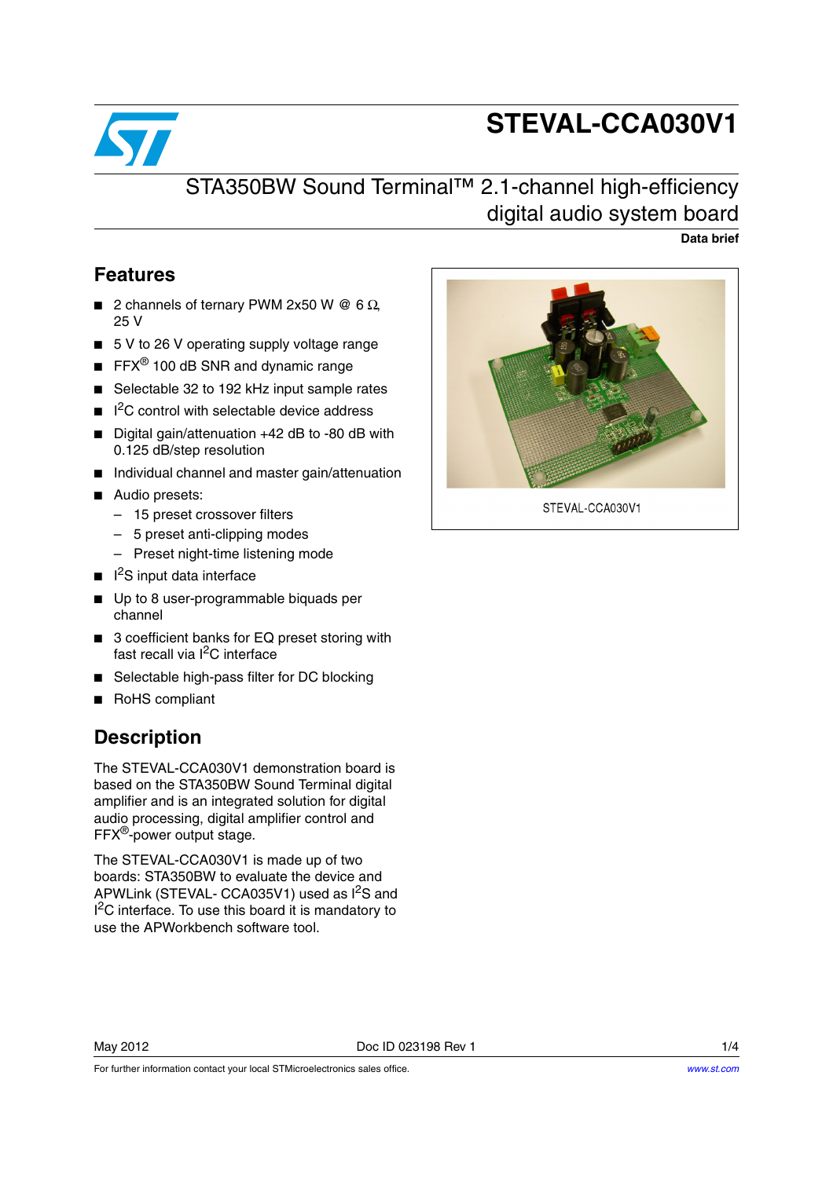# STEVAL-CCA030V1

## STA350BW Sound Terminal™ 2.1-channel high-efficiency digital audio system board

**Data brief**

STEVAL-CCA030V1

## Features

- 2 channels of ternary PWM 2x50 W @ 6 Ω, 25 V
- 5 V to 26 V operating supply voltage range
- FFX® 100 dB SNR and dynamic range
- Selectable 32 to 192 kHz input sample rates
- $I^2C$ control with selectable device address
- Digital gain/attenuation +42 dB to -80 dB with 0.125 dB/step resolution
- Individual channel and master gain/attenuation
- Audio presets:
  - 15 preset crossover filters
  - 5 preset anti-clipping modes
  - Preset night-time listening mode
- $I^2S$ input data interface
- Up to 8 user-programmable biquads per channel
- 3 coefficient banks for EQ preset storing with fast recall via $I^2C$ interface
- Selectable high-pass filter for DC blocking
- RoHS compliant

## Description

The STEVAL-CCA030V1 demonstration board is based on the STA350BW Sound Terminal digital amplifier and is an integrated solution for digital audio processing, digital amplifier control and FFX®-power output stage.

The STEVAL-CCA030V1 is made up of two boards: STA350BW to evaluate the device and APWLink (STEVAL- CCA035V1) used as $I^2S$ and $I^2C$ interface. To use this board it is mandatory to use the APWorkbench software tool.

May 2012 Doc ID 023198 Rev 1

For further information contact your local STMicroelectronics sales office. www.st.com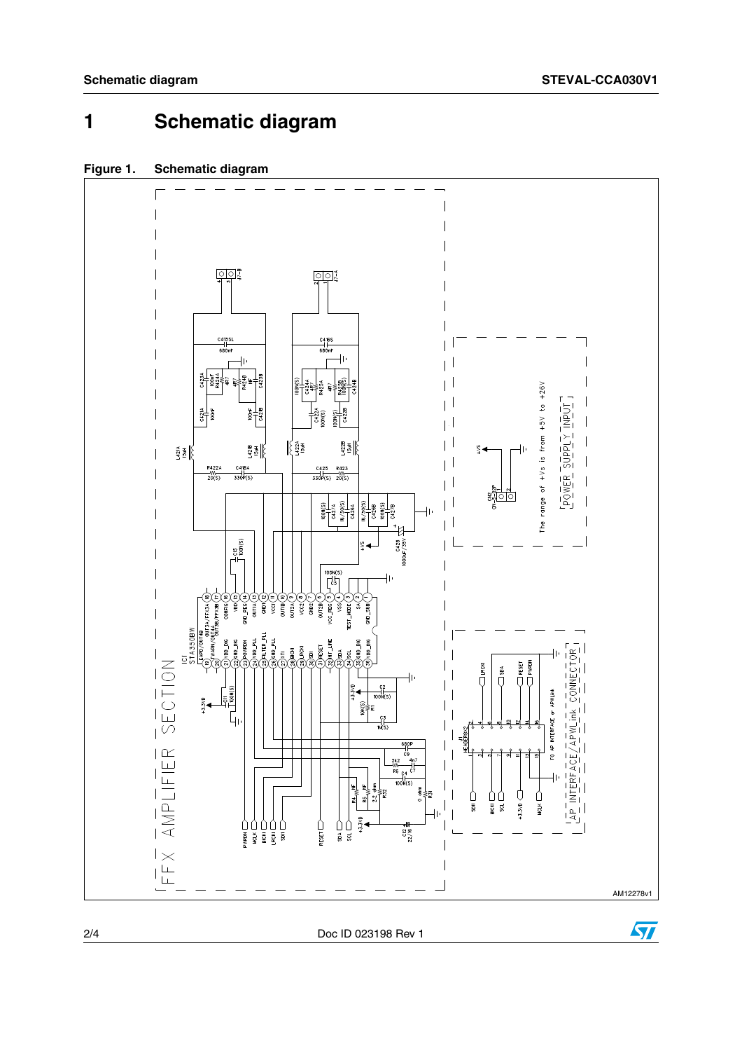# 1 Schematic diagram

**Figure 1. Schematic diagram**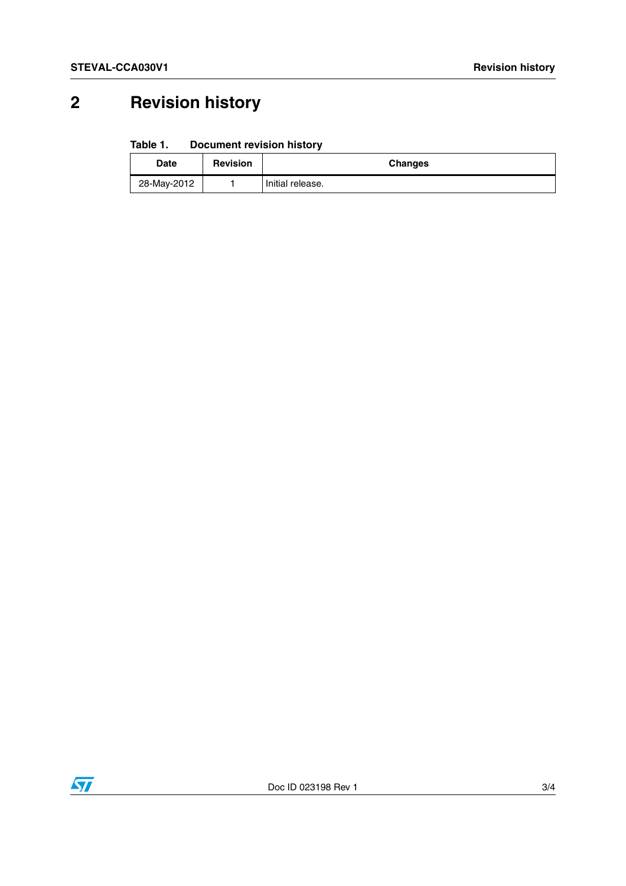# 2 Revision history

**Table 1. Document revision history**

| Date | Revision | Changes |
|---|---|---|
| 28-May-2012 | 1 | Initial release. |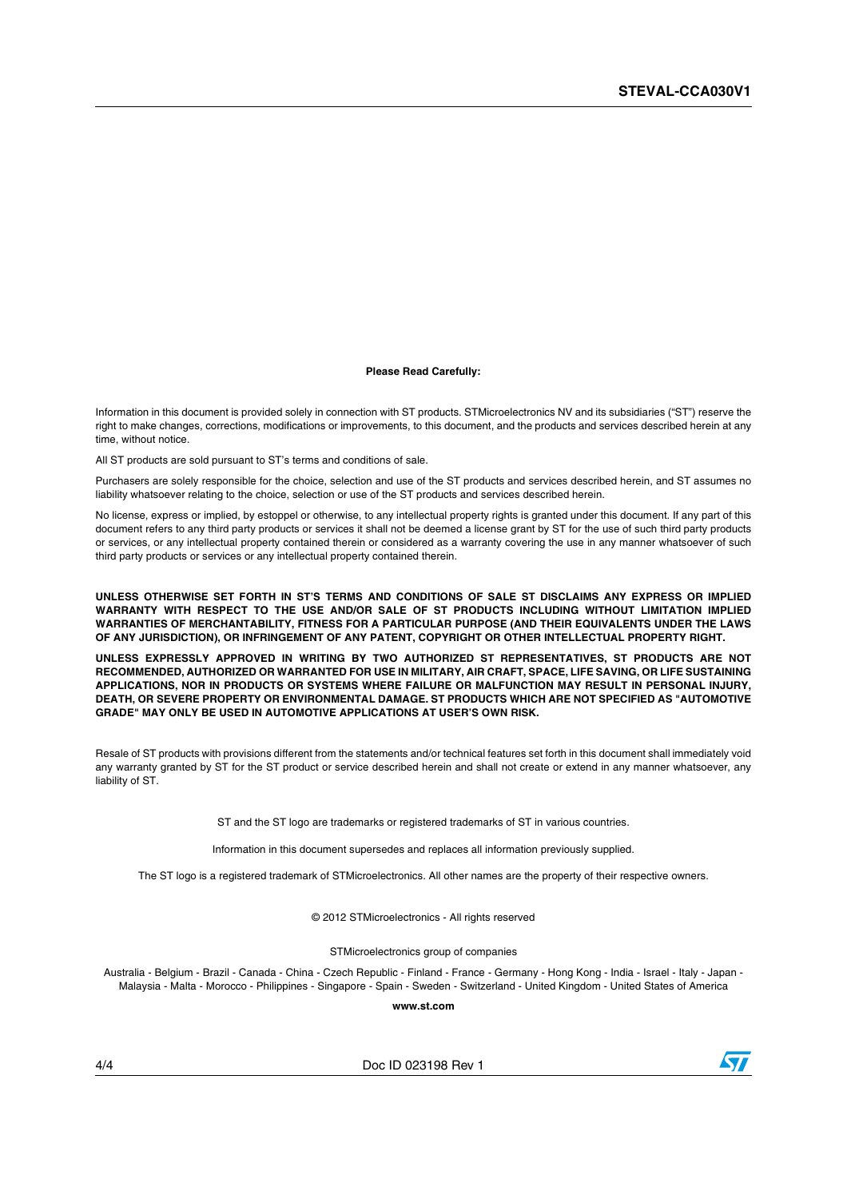**Please Read Carefully:**

Information in this document is provided solely in connection with ST products. STMicroelectronics NV and its subsidiaries ("ST") reserve the right to make changes, corrections, modifications or improvements, to this document, and the products and services described herein at any time, without notice.

All ST products are sold pursuant to ST's terms and conditions of sale.

Purchasers are solely responsible for the choice, selection and use of the ST products and services described herein, and ST assumes no liability whatsoever relating to the choice, selection or use of the ST products and services described herein.

No license, express or implied, by estoppel or otherwise, to any intellectual property rights is granted under this document. If any part of this document refers to any third party products or services it shall not be deemed a license grant by ST for the use of such third party products or services, or any intellectual property contained therein or considered as a warranty covering the use in any manner whatsoever of such third party products or services or any intellectual property contained therein.

**UNLESS OTHERWISE SET FORTH IN ST'S TERMS AND CONDITIONS OF SALE ST DISCLAIMS ANY EXPRESS OR IMPLIED WARRANTY WITH RESPECT TO THE USE AND/OR SALE OF ST PRODUCTS INCLUDING WITHOUT LIMITATION IMPLIED WARRANTIES OF MERCHANTABILITY, FITNESS FOR A PARTICULAR PURPOSE (AND THEIR EQUIVALENTS UNDER THE LAWS OF ANY JURISDICTION), OR INFRINGEMENT OF ANY PATENT, COPYRIGHT OR OTHER INTELLECTUAL PROPERTY RIGHT.**

**UNLESS EXPRESSLY APPROVED IN WRITING BY TWO AUTHORIZED ST REPRESENTATIVES, ST PRODUCTS ARE NOT RECOMMENDED, AUTHORIZED OR WARRANTED FOR USE IN MILITARY, AIR CRAFT, SPACE, LIFE SAVING, OR LIFE SUSTAINING APPLICATIONS, NOR IN PRODUCTS OR SYSTEMS WHERE FAILURE OR MALFUNCTION MAY RESULT IN PERSONAL INJURY, DEATH, OR SEVERE PROPERTY OR ENVIRONMENTAL DAMAGE. ST PRODUCTS WHICH ARE NOT SPECIFIED AS "AUTOMOTIVE GRADE" MAY ONLY BE USED IN AUTOMOTIVE APPLICATIONS AT USER'S OWN RISK.**

Resale of ST products with provisions different from the statements and/or technical features set forth in this document shall immediately void any warranty granted by ST for the ST product or service described herein and shall not create or extend in any manner whatsoever, any liability of ST.

ST and the ST logo are trademarks or registered trademarks of ST in various countries.

Information in this document supersedes and replaces all information previously supplied.

The ST logo is a registered trademark of STMicroelectronics. All other names are the property of their respective owners.

© 2012 STMicroelectronics - All rights reserved

STMicroelectronics group of companies

Australia - Belgium - Brazil - Canada - China - Czech Republic - Finland - France - Germany - Hong Kong - India - Israel - Italy - Japan - Malaysia - Malta - Morocco - Philippines - Singapore - Spain - Sweden - Switzerland - United Kingdom - United States of America

**www.st.com**